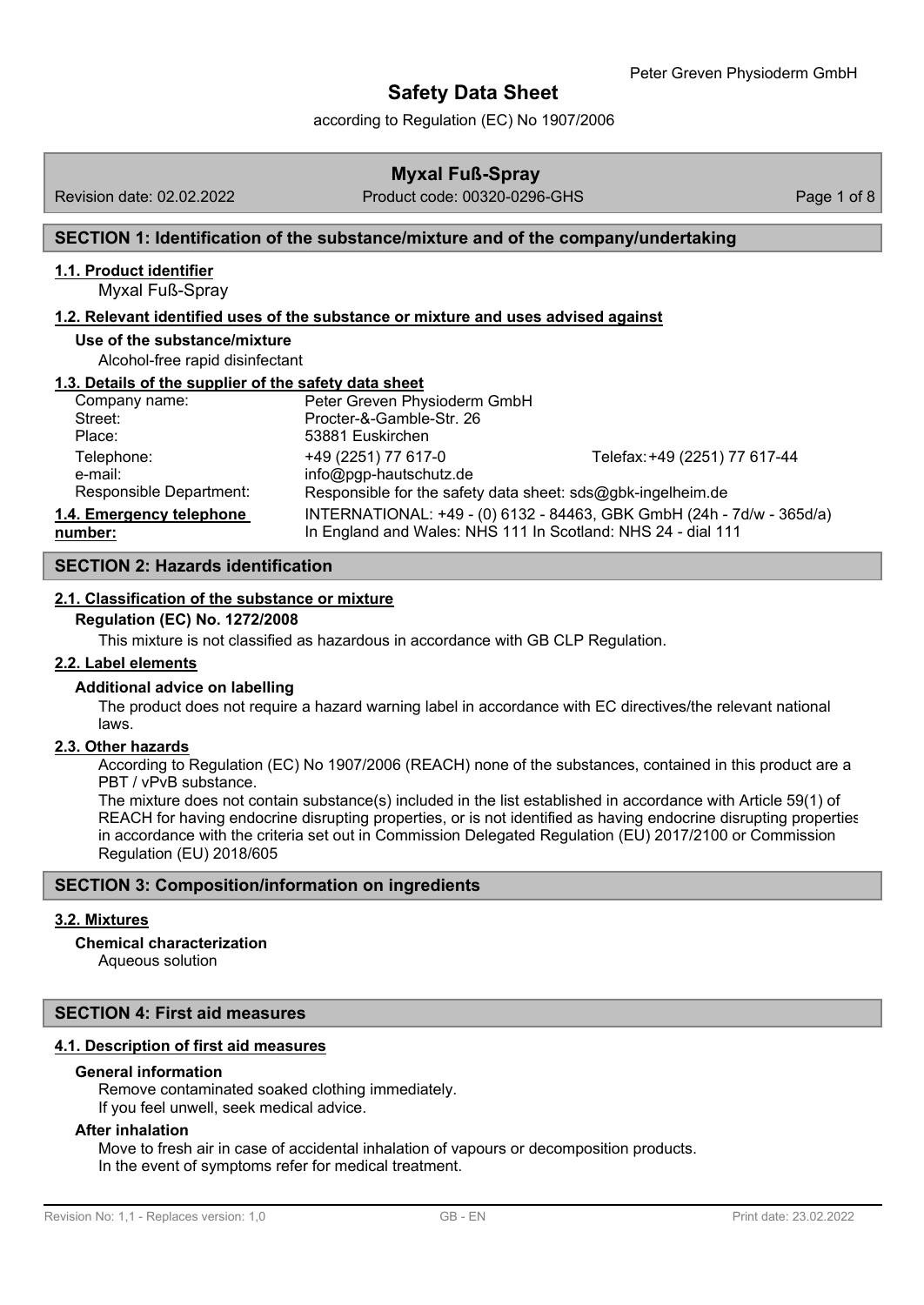# Safety Data Sheet

according to Regulation (EC) No 1907/2006

## Myxal Fuß-Spray

Revision date: 02.02.2022 Product code: 00320-0296-GHS

## SECTION 1: Identification of the substance/mixture and of the company/undertaking

### 1.1. Product identifier

Myxal Fuß-Spray

### 1.2. Relevant identified uses of the substance or mixture and uses advised against

**Use of the substance/mixture**

Alcohol-free rapid disinfectant

### 1.3. Details of the supplier of the safety data sheet

| | | |
|---|---|---|
| Company name: | Peter Greven Physioderm GmbH | |
| Street: | Procter-&-Gamble-Str. 26 | |
| Place: | 53881 Euskirchen | |
| Telephone: | +49 (2251) 77 617-0 | Telefax: +49 (2251) 77 617-44 |
| e-mail: | info@pgp-hautschutz.de | |
| Responsible Department: | Responsible for the safety data sheet: sds@gbk-ingelheim.de | |

### 1.4. Emergency telephone number:

INTERNATIONAL: +49 - (0) 6132 - 84463, GBK GmbH (24h - 7d/w - 365d/a)
In England and Wales: NHS 111 In Scotland: NHS 24 - dial 111

## SECTION 2: Hazards identification

### 2.1. Classification of the substance or mixture

**Regulation (EC) No. 1272/2008**

This mixture is not classified as hazardous in accordance with GB CLP Regulation.

### 2.2. Label elements

**Additional advice on labelling**

The product does not require a hazard warning label in accordance with EC directives/the relevant national laws.

### 2.3. Other hazards

According to Regulation (EC) No 1907/2006 (REACH) none of the substances, contained in this product are a PBT / vPvB substance.

The mixture does not contain substance(s) included in the list established in accordance with Article 59(1) of REACH for having endocrine disrupting properties, or is not identified as having endocrine disrupting properties in accordance with the criteria set out in Commission Delegated Regulation (EU) 2017/2100 or Commission Regulation (EU) 2018/605

## SECTION 3: Composition/information on ingredients

### 3.2. Mixtures

**Chemical characterization**

Aqueous solution

## SECTION 4: First aid measures

### 4.1. Description of first aid measures

**General information**

Remove contaminated soaked clothing immediately.
If you feel unwell, seek medical advice.

**After inhalation**

Move to fresh air in case of accidental inhalation of vapours or decomposition products.
In the event of symptoms refer for medical treatment.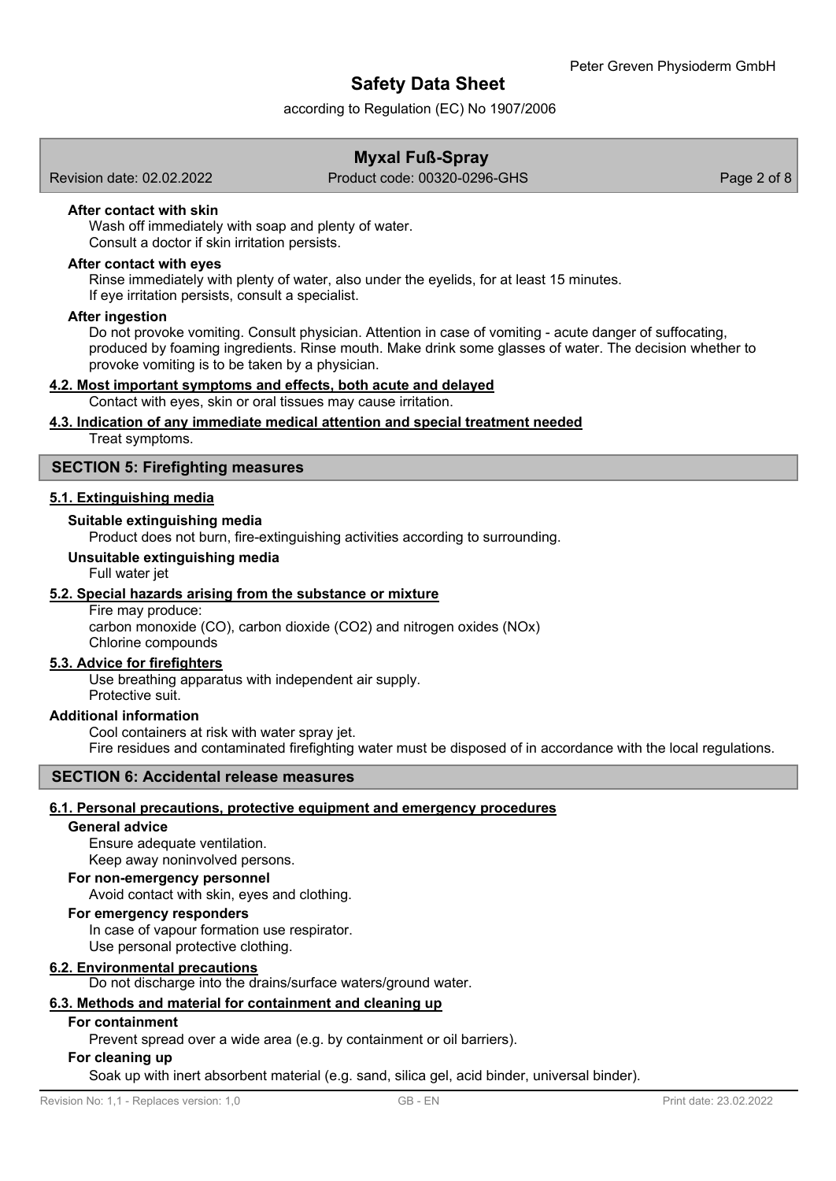#### After contact with skin

Wash off immediately with soap and plenty of water.
Consult a doctor if skin irritation persists.

#### After contact with eyes

Rinse immediately with plenty of water, also under the eyelids, for at least 15 minutes.
If eye irritation persists, consult a specialist.

#### After ingestion

Do not provoke vomiting. Consult physician. Attention in case of vomiting - acute danger of suffocating, produced by foaming ingredients. Rinse mouth. Make drink some glasses of water. The decision whether to provoke vomiting is to be taken by a physician.

### 4.2. Most important symptoms and effects, both acute and delayed

Contact with eyes, skin or oral tissues may cause irritation.

### 4.3. Indication of any immediate medical attention and special treatment needed

Treat symptoms.

## SECTION 5: Firefighting measures

### 5.1. Extinguishing media

#### Suitable extinguishing media

Product does not burn, fire-extinguishing activities according to surrounding.

#### Unsuitable extinguishing media

Full water jet

### 5.2. Special hazards arising from the substance or mixture

Fire may produce:
carbon monoxide (CO), carbon dioxide ($CO_2$) and nitrogen oxides ($NO_x$)
Chlorine compounds

### 5.3. Advice for firefighters

Use breathing apparatus with independent air supply.
Protective suit.

#### Additional information

Cool containers at risk with water spray jet.
Fire residues and contaminated firefighting water must be disposed of in accordance with the local regulations.

## SECTION 6: Accidental release measures

### 6.1. Personal precautions, protective equipment and emergency procedures

#### General advice

Ensure adequate ventilation.
Keep away noninvolved persons.

#### For non-emergency personnel

Avoid contact with skin, eyes and clothing.

#### For emergency responders

In case of vapour formation use respirator.
Use personal protective clothing.

### 6.2. Environmental precautions

Do not discharge into the drains/surface waters/ground water.

### 6.3. Methods and material for containment and cleaning up

#### For containment

Prevent spread over a wide area (e.g. by containment or oil barriers).

#### For cleaning up

Soak up with inert absorbent material (e.g. sand, silica gel, acid binder, universal binder).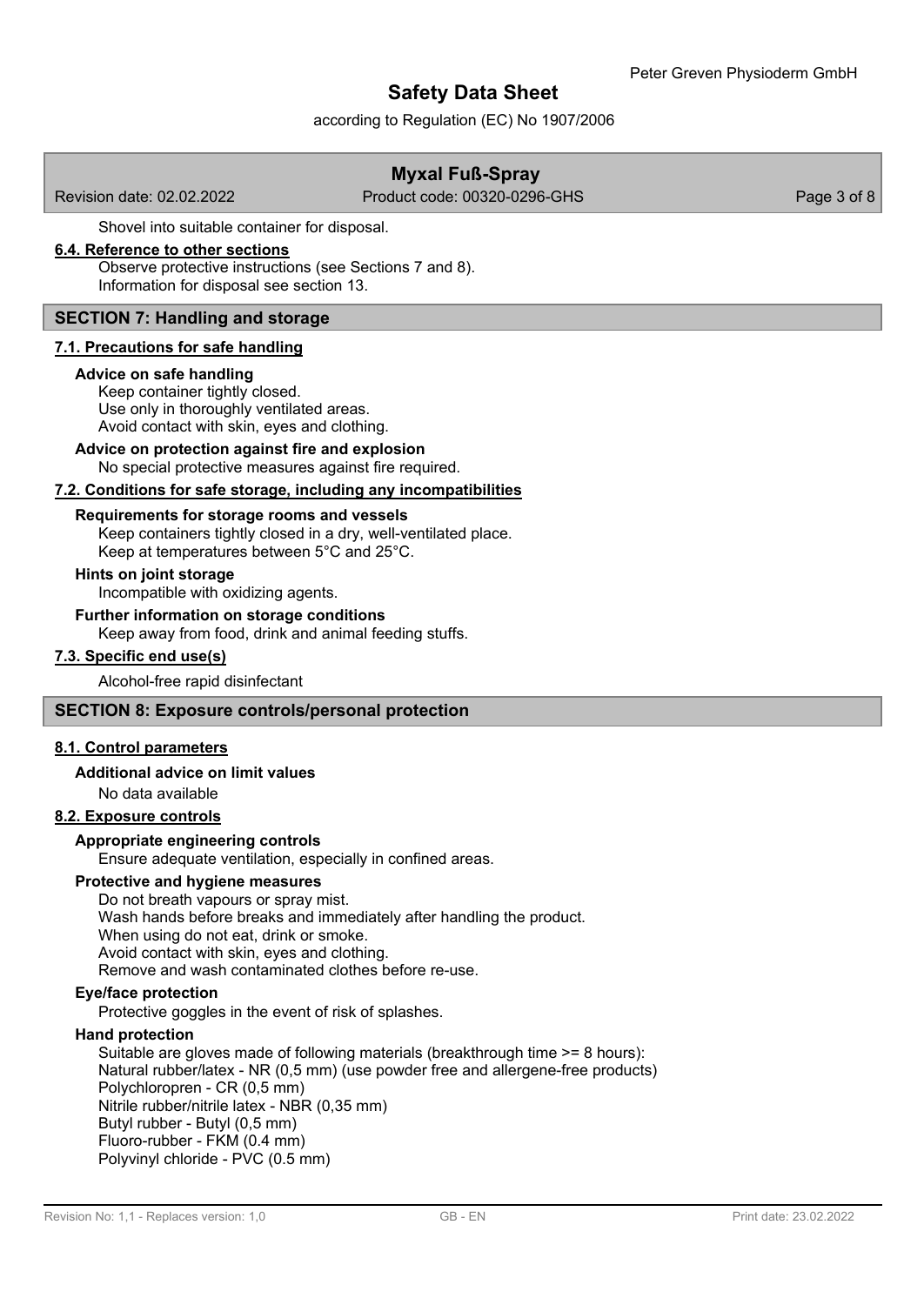Shovel into suitable container for disposal.

### 6.4. Reference to other sections

Observe protective instructions (see Sections 7 and 8).
Information for disposal see section 13.

## SECTION 7: Handling and storage

### 7.1. Precautions for safe handling

**Advice on safe handling**

Keep container tightly closed.
Use only in thoroughly ventilated areas.
Avoid contact with skin, eyes and clothing.

**Advice on protection against fire and explosion**

No special protective measures against fire required.

### 7.2. Conditions for safe storage, including any incompatibilities

**Requirements for storage rooms and vessels**

Keep containers tightly closed in a dry, well-ventilated place.
Keep at temperatures between 5°C and 25°C.

**Hints on joint storage**

Incompatible with oxidizing agents.

**Further information on storage conditions**

Keep away from food, drink and animal feeding stuffs.

### 7.3. Specific end use(s)

Alcohol-free rapid disinfectant

## SECTION 8: Exposure controls/personal protection

### 8.1. Control parameters

**Additional advice on limit values**

No data available

### 8.2. Exposure controls

**Appropriate engineering controls**

Ensure adequate ventilation, especially in confined areas.

**Protective and hygiene measures**

Do not breath vapours or spray mist.
Wash hands before breaks and immediately after handling the product.
When using do not eat, drink or smoke.
Avoid contact with skin, eyes and clothing.
Remove and wash contaminated clothes before re-use.

**Eye/face protection**

Protective goggles in the event of risk of splashes.

**Hand protection**

Suitable are gloves made of following materials (breakthrough time >= 8 hours):
Natural rubber/latex - NR (0,5 mm) (use powder free and allergene-free products)
Polychloropren - CR (0,5 mm)
Nitrile rubber/nitrile latex - NBR (0,35 mm)
Butyl rubber - Butyl (0,5 mm)
Fluoro-rubber - FKM (0.4 mm)
Polyvinyl chloride - PVC (0.5 mm)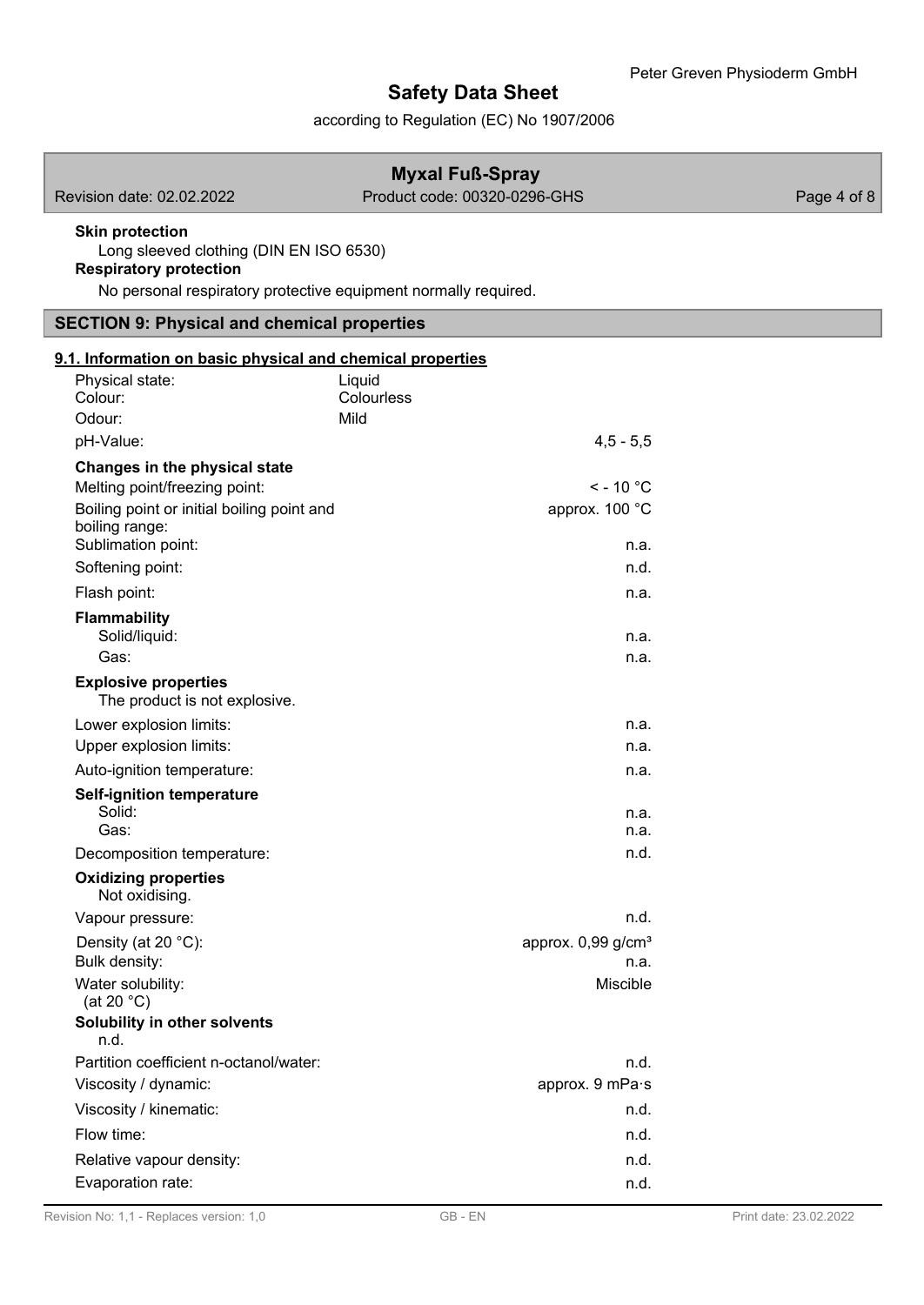**Skin protection**

Long sleeved clothing (DIN EN ISO 6530)

**Respiratory protection**

No personal respiratory protective equipment normally required.

## SECTION 9: Physical and chemical properties

### 9.1. Information on basic physical and chemical properties

| | | |
|---|---|---|
| Physical state: | Liquid | |
| Colour: | Colourless | |
| Odour: | Mild | |
| pH-Value: | | 4,5 - 5,5 |

**Changes in the physical state**

| | |
|---|---|
| Melting point/freezing point: | < - 10 °C |
| Boiling point or initial boiling point and boiling range: | approx. 100 °C |
| Sublimation point: | n.a. |
| Softening point: | n.d. |
| Flash point: | n.a. |

**Flammability**

| | |
|---|---|
| Solid/liquid: | n.a. |
| Gas: | n.a. |

**Explosive properties**

The product is not explosive.

| | |
|---|---|
| Lower explosion limits: | n.a. |
| Upper explosion limits: | n.a. |
| Auto-ignition temperature: | n.a. |

**Self-ignition temperature**

| | |
|---|---|
| Solid: | n.a. |
| Gas: | n.a. |
| Decomposition temperature: | n.d. |

**Oxidizing properties**

Not oxidising.

| | |
|---|---|
| Vapour pressure: | n.d. |
| Density (at 20 °C): | approx. 0,99 g/cm³ |
| Bulk density: | n.a. |
| Water solubility: (at 20 °C) | Miscible |

**Solubility in other solvents**

n.d.

| | |
|---|---|
| Partition coefficient n-octanol/water: | n.d. |
| Viscosity / dynamic: | approx. 9 mPa·s |
| Viscosity / kinematic: | n.d. |
| Flow time: | n.d. |
| Relative vapour density: | n.d. |
| Evaporation rate: | n.d. |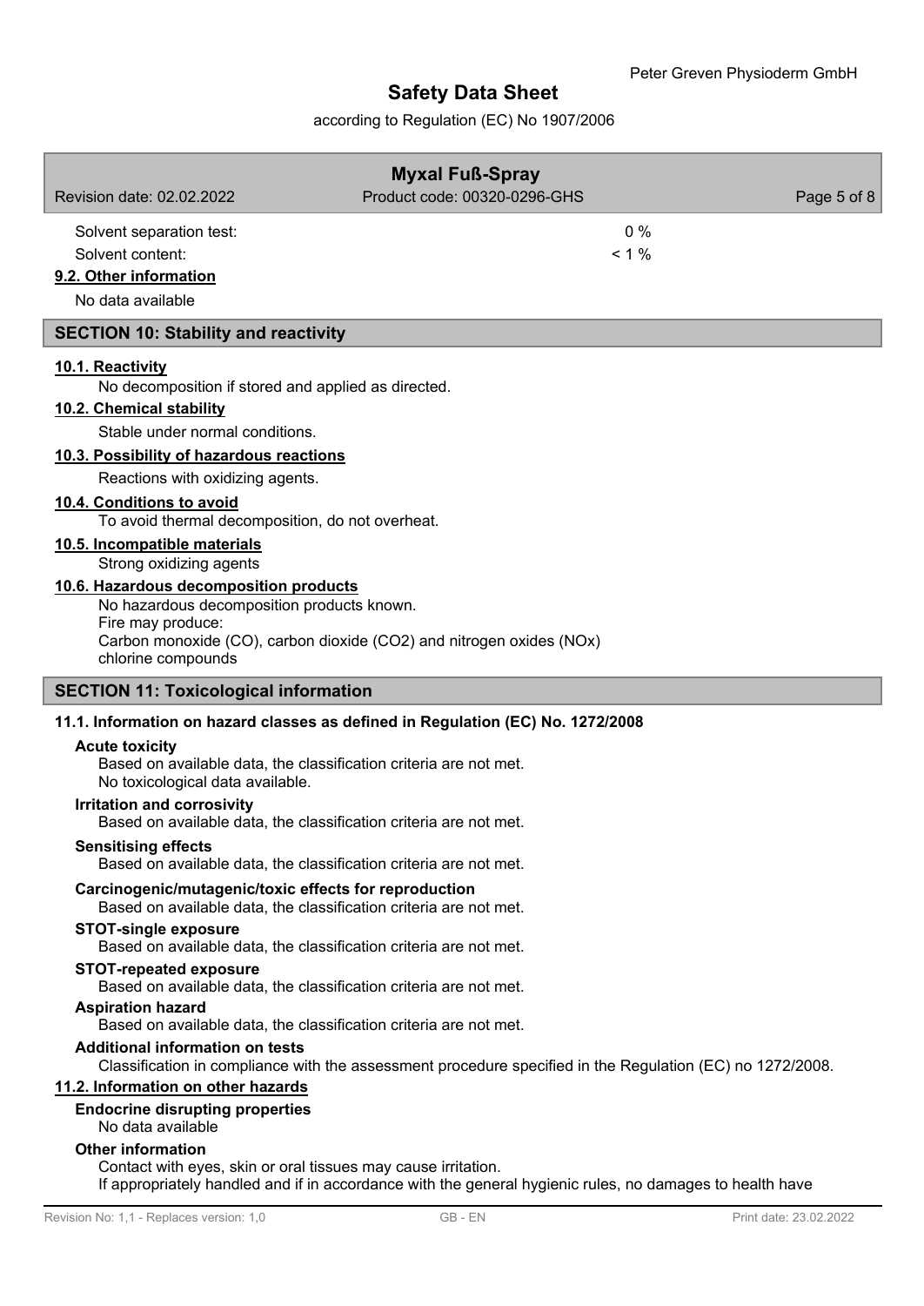| | |
|---|---|
| Solvent separation test: | 0 % |
| Solvent content: | < 1 % |

### 9.2. Other information

No data available

## SECTION 10: Stability and reactivity

### 10.1. Reactivity

No decomposition if stored and applied as directed.

### 10.2. Chemical stability

Stable under normal conditions.

### 10.3. Possibility of hazardous reactions

Reactions with oxidizing agents.

### 10.4. Conditions to avoid

To avoid thermal decomposition, do not overheat.

### 10.5. Incompatible materials

Strong oxidizing agents

### 10.6. Hazardous decomposition products

No hazardous decomposition products known.
Fire may produce:
Carbon monoxide (CO), carbon dioxide ($CO_2$) and nitrogen oxides ($NO_x$)
chlorine compounds

## SECTION 11: Toxicological information

### 11.1. Information on hazard classes as defined in Regulation (EC) No. 1272/2008

**Acute toxicity**

Based on available data, the classification criteria are not met.
No toxicological data available.

**Irritation and corrosivity**

Based on available data, the classification criteria are not met.

**Sensitising effects**

Based on available data, the classification criteria are not met.

**Carcinogenic/mutagenic/toxic effects for reproduction**

Based on available data, the classification criteria are not met.

**STOT-single exposure**

Based on available data, the classification criteria are not met.

**STOT-repeated exposure**

Based on available data, the classification criteria are not met.

**Aspiration hazard**

Based on available data, the classification criteria are not met.

**Additional information on tests**

Classification in compliance with the assessment procedure specified in the Regulation (EC) no 1272/2008.

### 11.2. Information on other hazards

**Endocrine disrupting properties**

No data available

**Other information**

Contact with eyes, skin or oral tissues may cause irritation.
If appropriately handled and if in accordance with the general hygienic rules, no damages to health have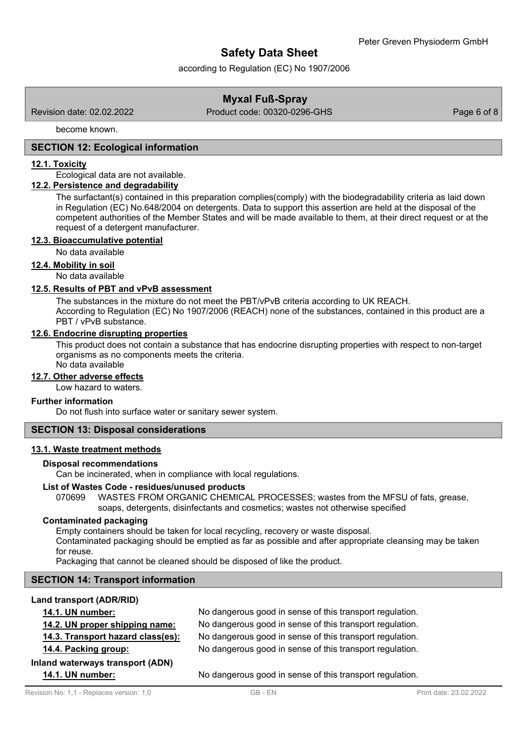become known.

## SECTION 12: Ecological information

### 12.1. Toxicity

Ecological data are not available.

### 12.2. Persistence and degradability

The surfactant(s) contained in this preparation complies(comply) with the biodegradability criteria as laid down in Regulation (EC) No.648/2004 on detergents. Data to support this assertion are held at the disposal of the competent authorities of the Member States and will be made available to them, at their direct request or at the request of a detergent manufacturer.

### 12.3. Bioaccumulative potential

No data available

### 12.4. Mobility in soil

No data available

### 12.5. Results of PBT and vPvB assessment

The substances in the mixture do not meet the PBT/vPvB criteria according to UK REACH.
According to Regulation (EC) No 1907/2006 (REACH) none of the substances, contained in this product are a PBT / vPvB substance.

### 12.6. Endocrine disrupting properties

This product does not contain a substance that has endocrine disrupting properties with respect to non-target organisms as no components meets the criteria.
No data available

### 12.7. Other adverse effects

Low hazard to waters.

**Further information**

Do not flush into surface water or sanitary sewer system.

## SECTION 13: Disposal considerations

### 13.1. Waste treatment methods

**Disposal recommendations**

Can be incinerated, when in compliance with local regulations.

**List of Wastes Code - residues/unused products**

070699 WASTES FROM ORGANIC CHEMICAL PROCESSES; wastes from the MFSU of fats, grease, soaps, detergents, disinfectants and cosmetics; wastes not otherwise specified

**Contaminated packaging**

Empty containers should be taken for local recycling, recovery or waste disposal.
Contaminated packaging should be emptied as far as possible and after appropriate cleansing may be taken for reuse.
Packaging that cannot be cleaned should be disposed of like the product.

## SECTION 14: Transport information

**Land transport (ADR/RID)**

| | |
|---|---|
| **14.1. UN number:** | No dangerous good in sense of this transport regulation. |
| **14.2. UN proper shipping name:** | No dangerous good in sense of this transport regulation. |
| **14.3. Transport hazard class(es):** | No dangerous good in sense of this transport regulation. |
| **14.4. Packing group:** | No dangerous good in sense of this transport regulation. |

**Inland waterways transport (ADN)**

| | |
|---|---|
| **14.1. UN number:** | No dangerous good in sense of this transport regulation. |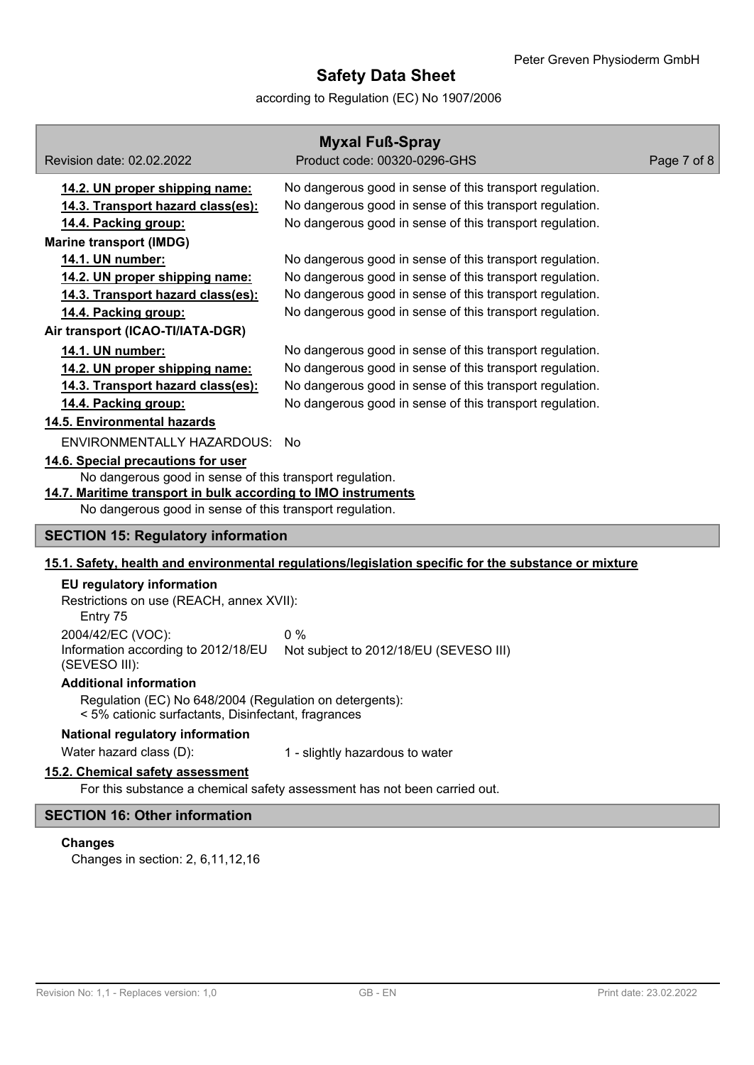**14.2. UN proper shipping name:** No dangerous good in sense of this transport regulation.

**14.3. Transport hazard class(es):** No dangerous good in sense of this transport regulation.

**14.4. Packing group:** No dangerous good in sense of this transport regulation.

**Marine transport (IMDG)**

**14.1. UN number:** No dangerous good in sense of this transport regulation.

**14.2. UN proper shipping name:** No dangerous good in sense of this transport regulation.

**14.3. Transport hazard class(es):** No dangerous good in sense of this transport regulation.

**14.4. Packing group:** No dangerous good in sense of this transport regulation.

**Air transport (ICAO-TI/IATA-DGR)**

**14.1. UN number:** No dangerous good in sense of this transport regulation.

**14.2. UN proper shipping name:** No dangerous good in sense of this transport regulation.

**14.3. Transport hazard class(es):** No dangerous good in sense of this transport regulation.

**14.4. Packing group:** No dangerous good in sense of this transport regulation.

**14.5. Environmental hazards**

ENVIRONMENTALLY HAZARDOUS: No

**14.6. Special precautions for user**

No dangerous good in sense of this transport regulation.

**14.7. Maritime transport in bulk according to IMO instruments**

No dangerous good in sense of this transport regulation.

## SECTION 15: Regulatory information

### 15.1. Safety, health and environmental regulations/legislation specific for the substance or mixture

**EU regulatory information**

Restrictions on use (REACH, annex XVII):
Entry 75

2004/42/EC (VOC): 0 %

Information according to 2012/18/EU (SEVESO III): Not subject to 2012/18/EU (SEVESO III)

**Additional information**

Regulation (EC) No 648/2004 (Regulation on detergents):
< 5% cationic surfactants, Disinfectant, fragrances

**National regulatory information**

Water hazard class (D): 1 - slightly hazardous to water

### 15.2. Chemical safety assessment

For this substance a chemical safety assessment has not been carried out.

## SECTION 16: Other information

**Changes**

Changes in section: 2, 6,11,12,16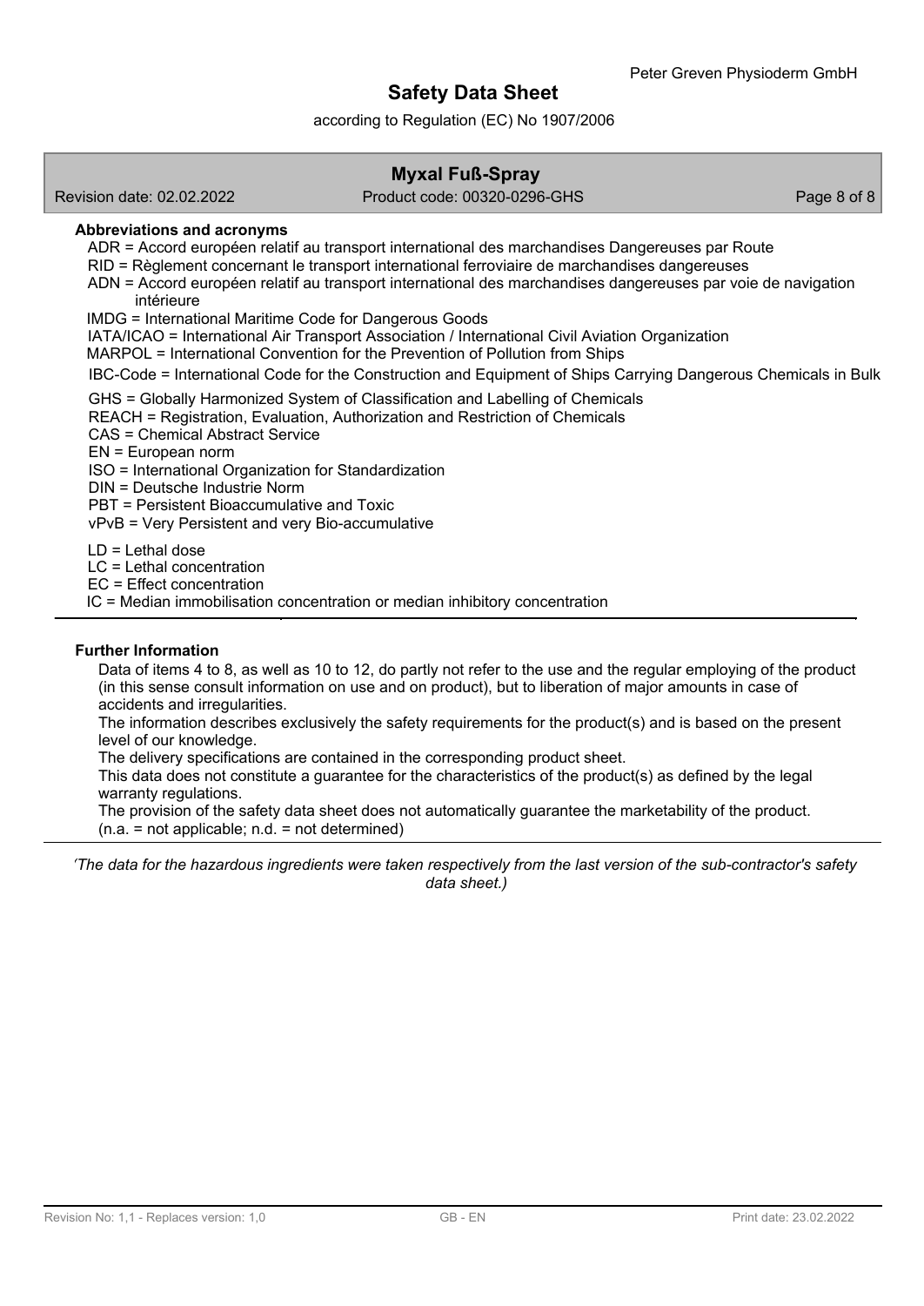### Abbreviations and acronyms

ADR = Accord européen relatif au transport international des marchandises Dangereuses par Route
RID = Règlement concernant le transport international ferroviaire de marchandises dangereuses
ADN = Accord européen relatif au transport international des marchandises dangereuses par voie de navigation intérieure
IMDG = International Maritime Code for Dangerous Goods
IATA/ICAO = International Air Transport Association / International Civil Aviation Organization
MARPOL = International Convention for the Prevention of Pollution from Ships
IBC-Code = International Code for the Construction and Equipment of Ships Carrying Dangerous Chemicals in Bulk

GHS = Globally Harmonized System of Classification and Labelling of Chemicals
REACH = Registration, Evaluation, Authorization and Restriction of Chemicals
CAS = Chemical Abstract Service
EN = European norm
ISO = International Organization for Standardization
DIN = Deutsche Industrie Norm
PBT = Persistent Bioaccumulative and Toxic
vPvB = Very Persistent and very Bio-accumulative

LD = Lethal dose
LC = Lethal concentration
EC = Effect concentration
IC = Median immobilisation concentration or median inhibitory concentration

---

### Further Information

Data of items 4 to 8, as well as 10 to 12, do partly not refer to the use and the regular employing of the product (in this sense consult information on use and on product), but to liberation of major amounts in case of accidents and irregularities.
The information describes exclusively the safety requirements for the product(s) and is based on the present level of our knowledge.
The delivery specifications are contained in the corresponding product sheet.
This data does not constitute a guarantee for the characteristics of the product(s) as defined by the legal warranty regulations.
The provision of the safety data sheet does not automatically guarantee the marketability of the product.
(n.a. = not applicable; n.d. = not determined)

---

*'The data for the hazardous ingredients were taken respectively from the last version of the sub-contractor's safety data sheet.)*